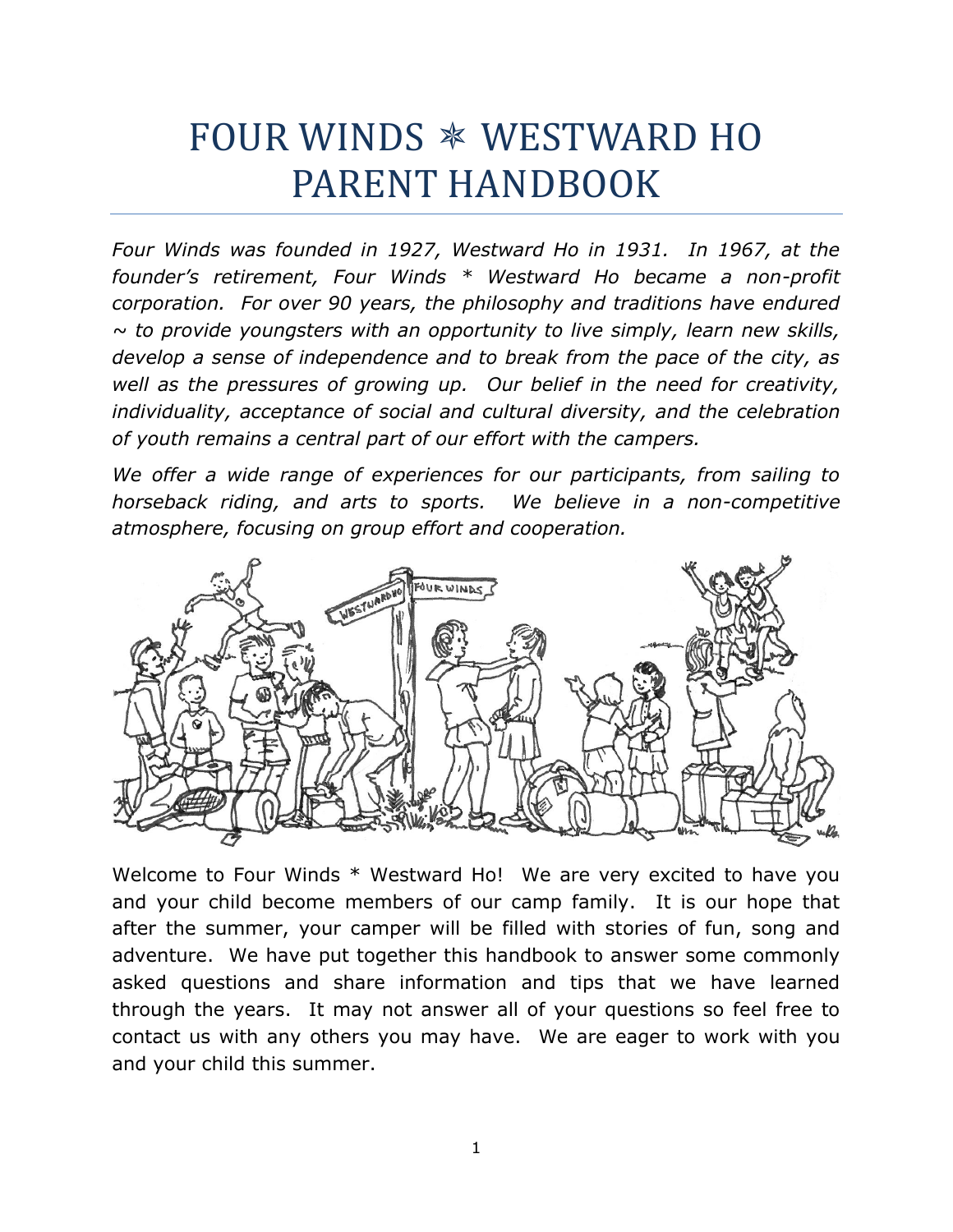# FOUR WINDS ✳ WESTWARD HO PARENT HANDBOOK

*Four Winds was founded in 1927, Westward Ho in 1931. In 1967, at the founder's retirement, Four Winds * Westward Ho became a non-profit corporation. For over 90 years, the philosophy and traditions have endured ~ to provide youngsters with an opportunity to live simply, learn new skills, develop a sense of independence and to break from the pace of the city, as well as the pressures of growing up. Our belief in the need for creativity, individuality, acceptance of social and cultural diversity, and the celebration of youth remains a central part of our effort with the campers.*

*We offer a wide range of experiences for our participants, from sailing to horseback riding, and arts to sports. We believe in a non-competitive atmosphere, focusing on group effort and cooperation.*

Welcome to Four Winds * Westward Ho! We are very excited to have you and your child become members of our camp family. It is our hope that after the summer, your camper will be filled with stories of fun, song and adventure. We have put together this handbook to answer some commonly asked questions and share information and tips that we have learned through the years. It may not answer all of your questions so feel free to contact us with any others you may have. We are eager to work with you and your child this summer.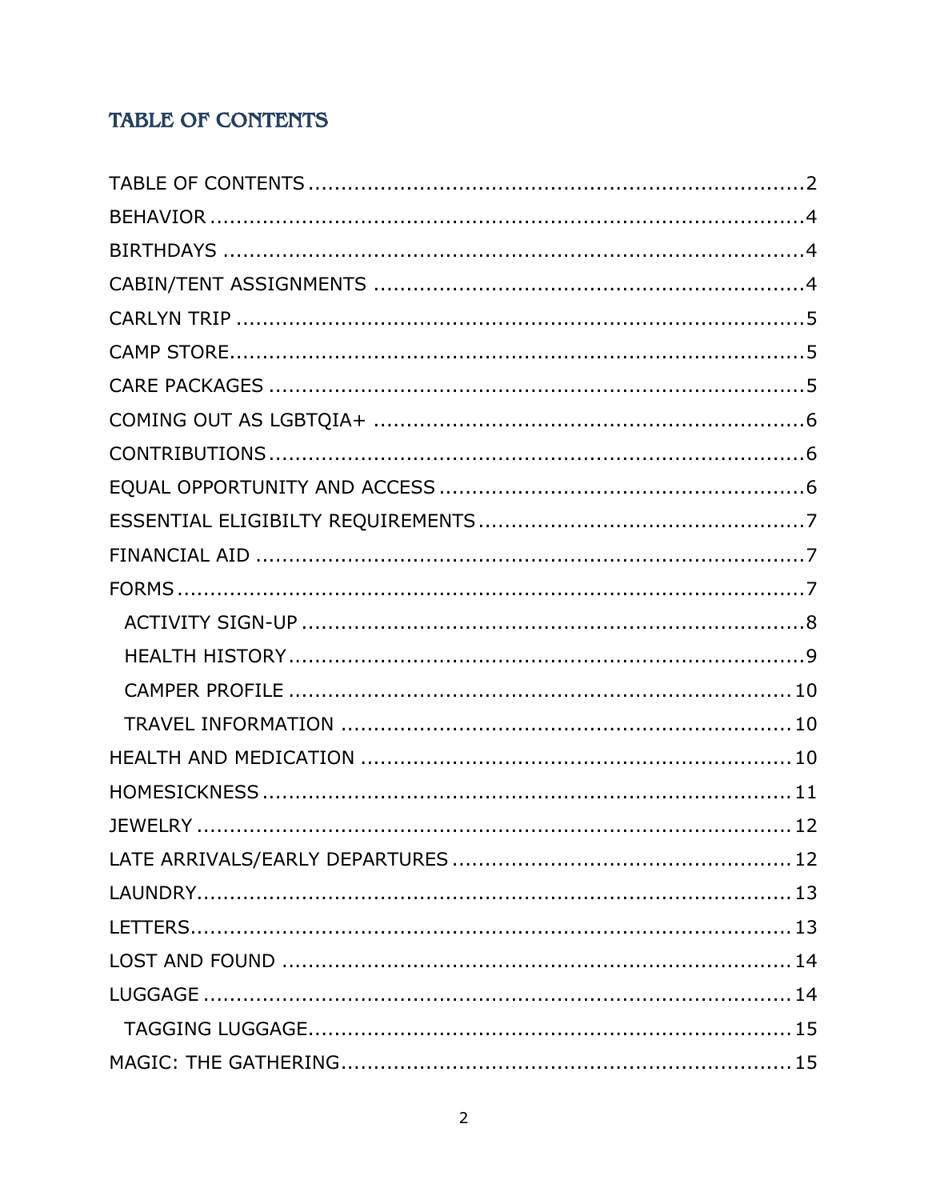## TABLE OF CONTENTS

TABLE OF CONTENTS .......... 2
BEHAVIOR .......... 4
BIRTHDAYS .......... 4
CABIN/TENT ASSIGNMENTS .......... 4
CARLYN TRIP .......... 5
CAMP STORE .......... 5
CARE PACKAGES .......... 5
COMING OUT AS LGBTQIA+ .......... 6
CONTRIBUTIONS .......... 6
EQUAL OPPORTUNITY AND ACCESS .......... 6
ESSENTIAL ELIGIBILTY REQUIREMENTS .......... 7
FINANCIAL AID .......... 7
FORMS .......... 7
- ACTIVITY SIGN-UP .......... 8
- HEALTH HISTORY .......... 9
- CAMPER PROFILE .......... 10
- TRAVEL INFORMATION .......... 10

HEALTH AND MEDICATION .......... 10
HOMESICKNESS .......... 11
JEWELRY .......... 12
LATE ARRIVALS/EARLY DEPARTURES .......... 12
LAUNDRY .......... 13
LETTERS .......... 13
LOST AND FOUND .......... 14
LUGGAGE .......... 14
- TAGGING LUGGAGE .......... 15

MAGIC: THE GATHERING .......... 15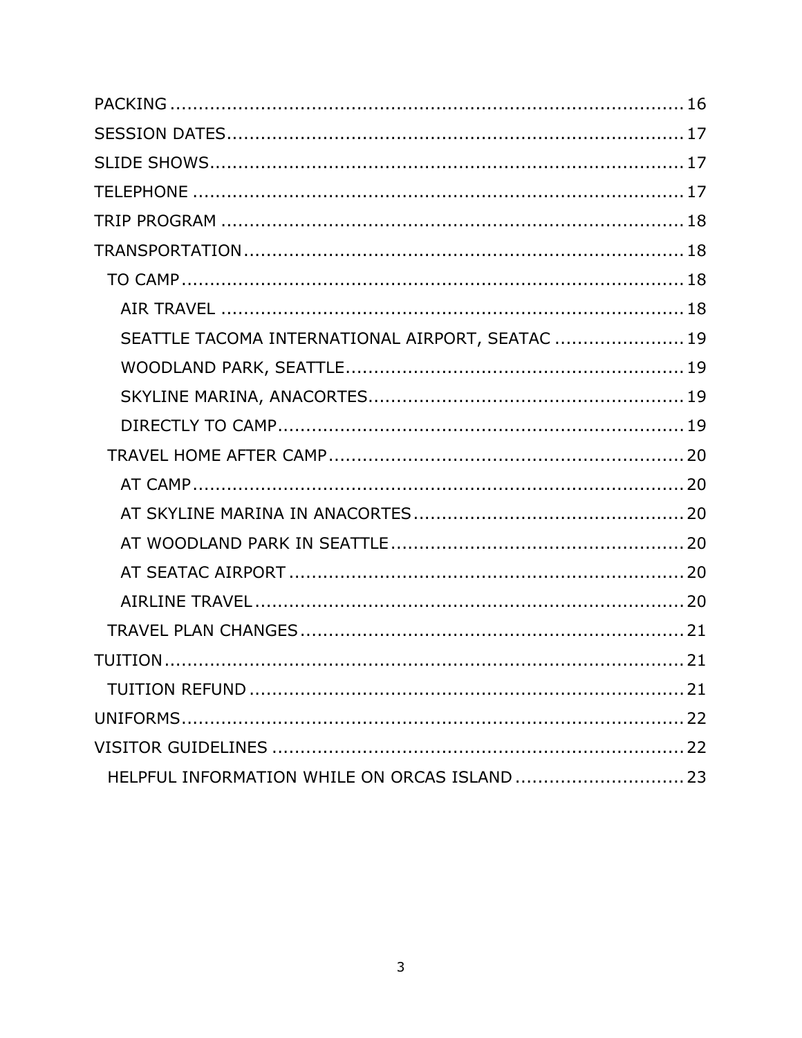PACKING ........................................................................... 16
SESSION DATES ................................................................. 17
SLIDE SHOWS ..................................................................... 17
TELEPHONE ........................................................................ 17
TRIP PROGRAM ................................................................... 18
TRANSPORTATION ............................................................... 18
  TO CAMP ......................................................................... 18
    AIR TRAVEL .................................................................. 18
    SEATTLE TACOMA INTERNATIONAL AIRPORT, SEATAC ...................... 19
    WOODLAND PARK, SEATTLE ................................................ 19
    SKYLINE MARINA, ANACORTES ............................................ 19
    DIRECTLY TO CAMP ......................................................... 19
  TRAVEL HOME AFTER CAMP ................................................ 20
    AT CAMP ...................................................................... 20
    AT SKYLINE MARINA IN ANACORTES ...................................... 20
    AT WOODLAND PARK IN SEATTLE .......................................... 20
    AT SEATAC AIRPORT ........................................................ 20
    AIRLINE TRAVEL ............................................................. 20
  TRAVEL PLAN CHANGES .................................................... 21
TUITION ............................................................................. 21
  TUITION REFUND .............................................................. 21
UNIFORMS .......................................................................... 22
VISITOR GUIDELINES ........................................................... 22
  HELPFUL INFORMATION WHILE ON ORCAS ISLAND ............................. 23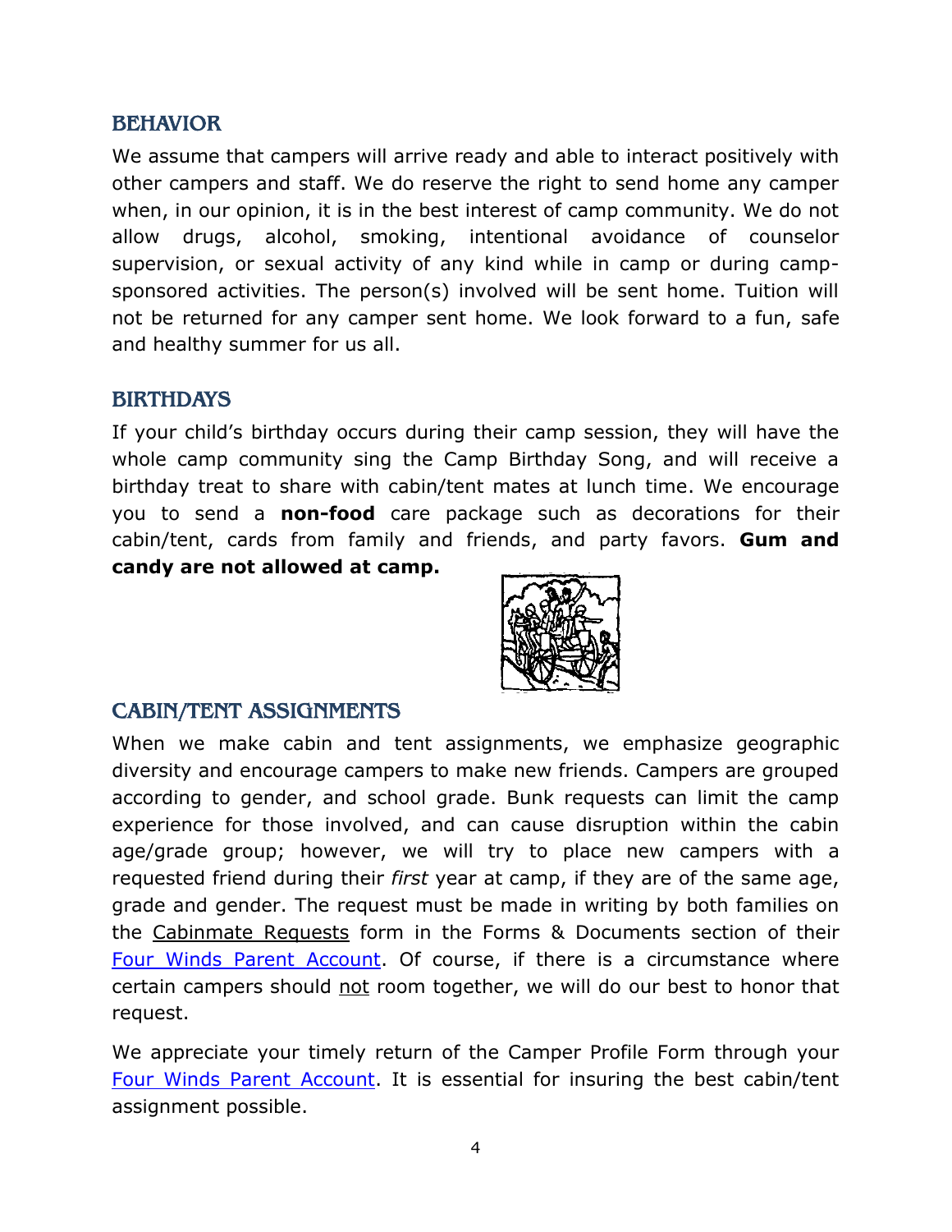## BEHAVIOR

We assume that campers will arrive ready and able to interact positively with other campers and staff. We do reserve the right to send home any camper when, in our opinion, it is in the best interest of camp community. We do not allow drugs, alcohol, smoking, intentional avoidance of counselor supervision, or sexual activity of any kind while in camp or during camp-sponsored activities. The person(s) involved will be sent home. Tuition will not be returned for any camper sent home. We look forward to a fun, safe and healthy summer for us all.

## BIRTHDAYS

If your child's birthday occurs during their camp session, they will have the whole camp community sing the Camp Birthday Song, and will receive a birthday treat to share with cabin/tent mates at lunch time. We encourage you to send a **non-food** care package such as decorations for their cabin/tent, cards from family and friends, and party favors. **Gum and candy are not allowed at camp.**

## CABIN/TENT ASSIGNMENTS

When we make cabin and tent assignments, we emphasize geographic diversity and encourage campers to make new friends. Campers are grouped according to gender, and school grade. Bunk requests can limit the camp experience for those involved, and can cause disruption within the cabin age/grade group; however, we will try to place new campers with a requested friend during their *first* year at camp, if they are of the same age, grade and gender. The request must be made in writing by both families on the Cabinmate Requests form in the Forms & Documents section of their Four Winds Parent Account. Of course, if there is a circumstance where certain campers should not room together, we will do our best to honor that request.

We appreciate your timely return of the Camper Profile Form through your Four Winds Parent Account. It is essential for insuring the best cabin/tent assignment possible.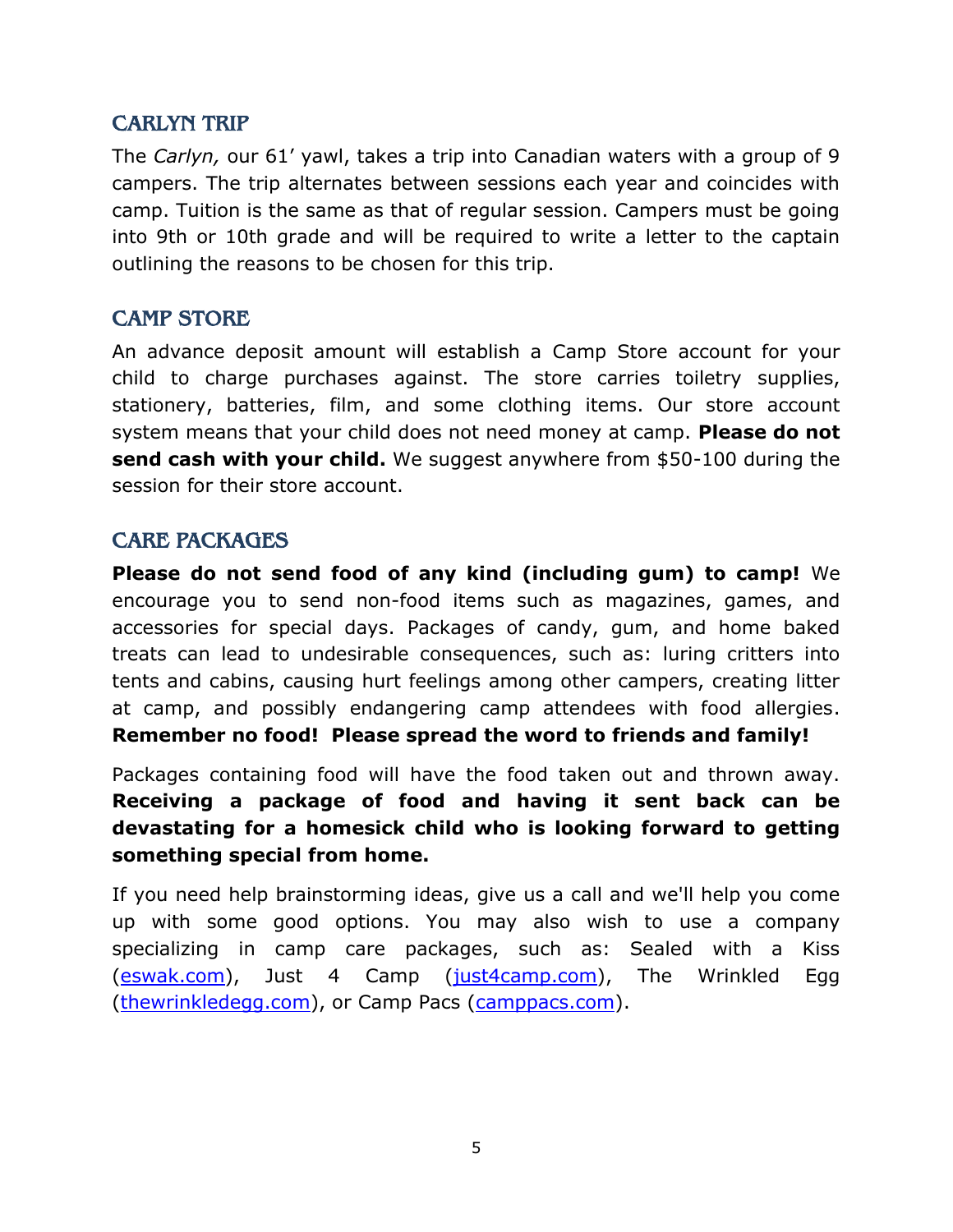## CARLYN TRIP

The *Carlyn,* our 61' yawl, takes a trip into Canadian waters with a group of 9 campers. The trip alternates between sessions each year and coincides with camp. Tuition is the same as that of regular session. Campers must be going into 9th or 10th grade and will be required to write a letter to the captain outlining the reasons to be chosen for this trip.

## CAMP STORE

An advance deposit amount will establish a Camp Store account for your child to charge purchases against. The store carries toiletry supplies, stationery, batteries, film, and some clothing items. Our store account system means that your child does not need money at camp. **Please do not send cash with your child.** We suggest anywhere from $50-100 during the session for their store account.

## CARE PACKAGES

**Please do not send food of any kind (including gum) to camp!** We encourage you to send non-food items such as magazines, games, and accessories for special days. Packages of candy, gum, and home baked treats can lead to undesirable consequences, such as: luring critters into tents and cabins, causing hurt feelings among other campers, creating litter at camp, and possibly endangering camp attendees with food allergies. **Remember no food! Please spread the word to friends and family!**

Packages containing food will have the food taken out and thrown away. **Receiving a package of food and having it sent back can be devastating for a homesick child who is looking forward to getting something special from home.**

If you need help brainstorming ideas, give us a call and we'll help you come up with some good options. You may also wish to use a company specializing in camp care packages, such as: Sealed with a Kiss (eswak.com), Just 4 Camp (just4camp.com), The Wrinkled Egg (thewrinkledegg.com), or Camp Pacs (camppacs.com).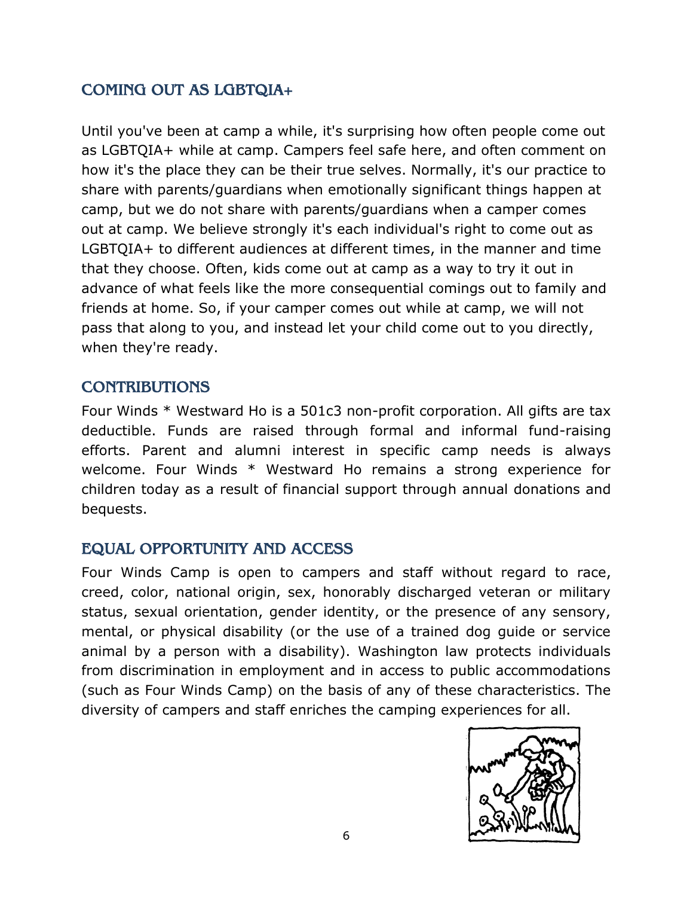## COMING OUT AS LGBTQIA+

Until you've been at camp a while, it's surprising how often people come out as LGBTQIA+ while at camp. Campers feel safe here, and often comment on how it's the place they can be their true selves. Normally, it's our practice to share with parents/guardians when emotionally significant things happen at camp, but we do not share with parents/guardians when a camper comes out at camp. We believe strongly it's each individual's right to come out as LGBTQIA+ to different audiences at different times, in the manner and time that they choose. Often, kids come out at camp as a way to try it out in advance of what feels like the more consequential comings out to family and friends at home. So, if your camper comes out while at camp, we will not pass that along to you, and instead let your child come out to you directly, when they're ready.

## CONTRIBUTIONS

Four Winds * Westward Ho is a 501c3 non-profit corporation. All gifts are tax deductible. Funds are raised through formal and informal fund-raising efforts. Parent and alumni interest in specific camp needs is always welcome. Four Winds * Westward Ho remains a strong experience for children today as a result of financial support through annual donations and bequests.

## EQUAL OPPORTUNITY AND ACCESS

Four Winds Camp is open to campers and staff without regard to race, creed, color, national origin, sex, honorably discharged veteran or military status, sexual orientation, gender identity, or the presence of any sensory, mental, or physical disability (or the use of a trained dog guide or service animal by a person with a disability). Washington law protects individuals from discrimination in employment and in access to public accommodations (such as Four Winds Camp) on the basis of any of these characteristics. The diversity of campers and staff enriches the camping experiences for all.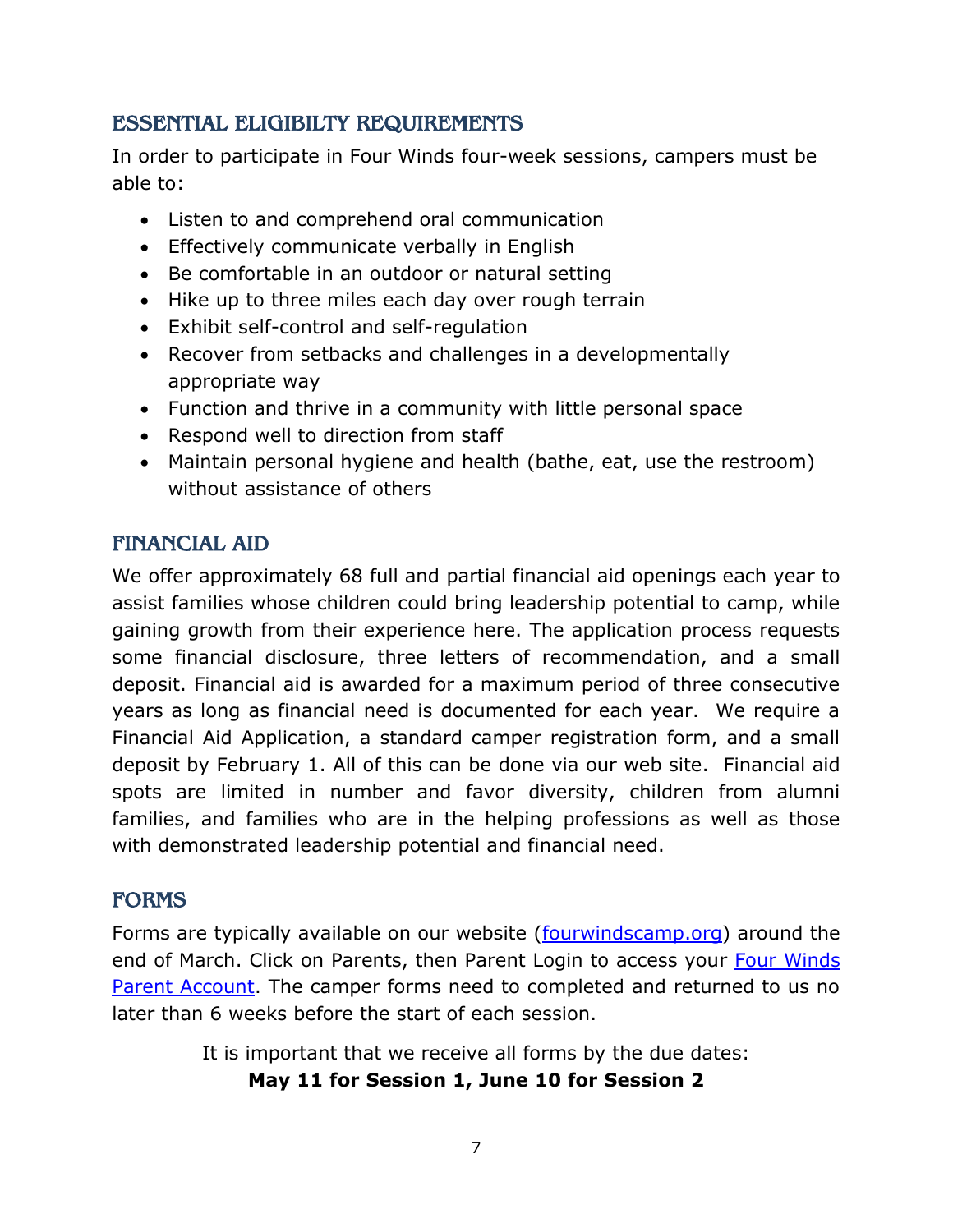## ESSENTIAL ELIGIBILTY REQUIREMENTS

In order to participate in Four Winds four-week sessions, campers must be able to:

- Listen to and comprehend oral communication
- Effectively communicate verbally in English
- Be comfortable in an outdoor or natural setting
- Hike up to three miles each day over rough terrain
- Exhibit self-control and self-regulation
- Recover from setbacks and challenges in a developmentally appropriate way
- Function and thrive in a community with little personal space
- Respond well to direction from staff
- Maintain personal hygiene and health (bathe, eat, use the restroom) without assistance of others

## FINANCIAL AID

We offer approximately 68 full and partial financial aid openings each year to assist families whose children could bring leadership potential to camp, while gaining growth from their experience here. The application process requests some financial disclosure, three letters of recommendation, and a small deposit. Financial aid is awarded for a maximum period of three consecutive years as long as financial need is documented for each year. We require a Financial Aid Application, a standard camper registration form, and a small deposit by February 1. All of this can be done via our web site. Financial aid spots are limited in number and favor diversity, children from alumni families, and families who are in the helping professions as well as those with demonstrated leadership potential and financial need.

## FORMS

Forms are typically available on our website (fourwindscamp.org) around the end of March. Click on Parents, then Parent Login to access your Four Winds Parent Account. The camper forms need to completed and returned to us no later than 6 weeks before the start of each session.

It is important that we receive all forms by the due dates:
**May 11 for Session 1, June 10 for Session 2**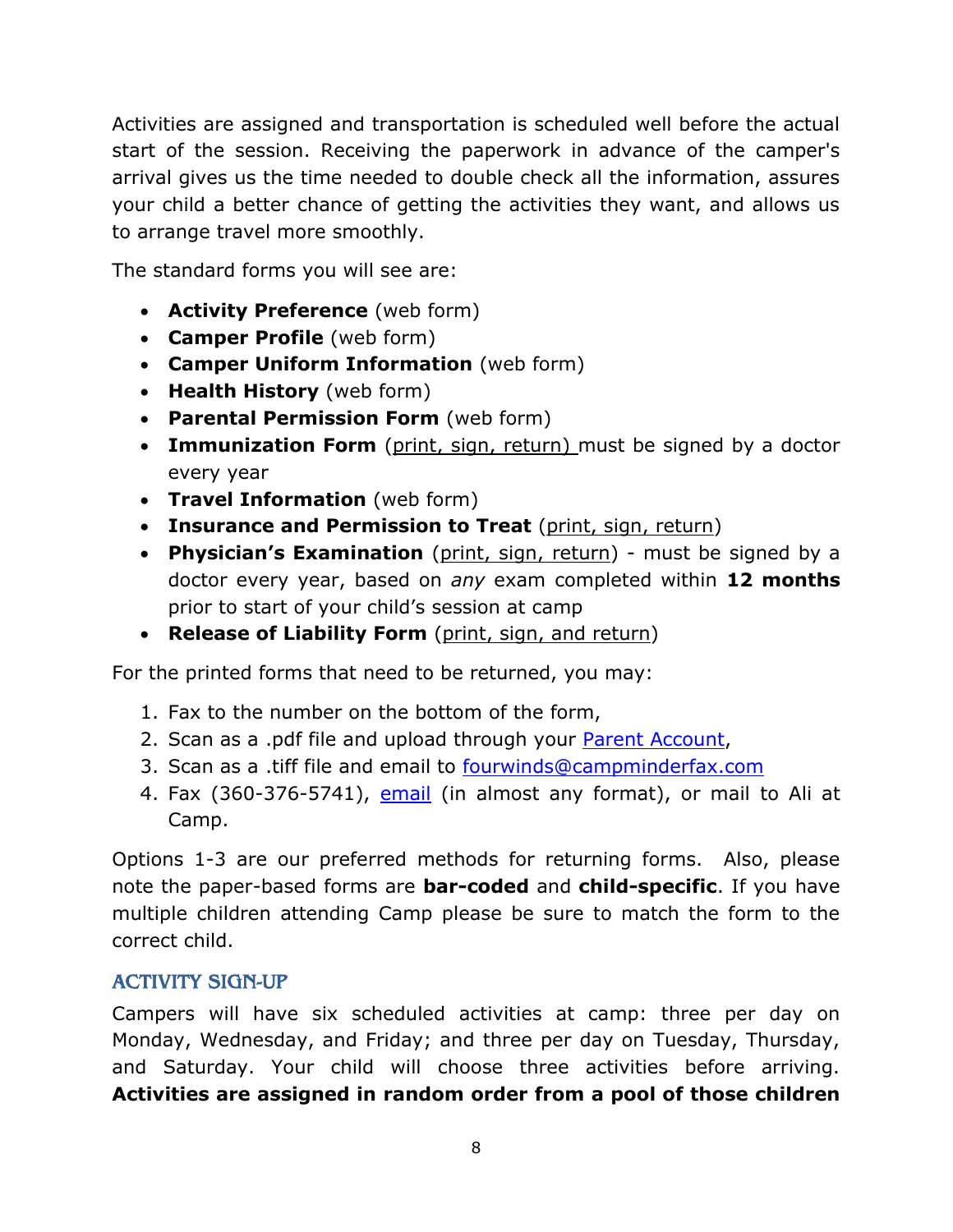Activities are assigned and transportation is scheduled well before the actual start of the session. Receiving the paperwork in advance of the camper's arrival gives us the time needed to double check all the information, assures your child a better chance of getting the activities they want, and allows us to arrange travel more smoothly.

The standard forms you will see are:

- **Activity Preference** (web form)
- **Camper Profile** (web form)
- **Camper Uniform Information** (web form)
- **Health History** (web form)
- **Parental Permission Form** (web form)
- **Immunization Form** (print, sign, return) must be signed by a doctor every year
- **Travel Information** (web form)
- **Insurance and Permission to Treat** (print, sign, return)
- **Physician's Examination** (print, sign, return) - must be signed by a doctor every year, based on *any* exam completed within **12 months** prior to start of your child's session at camp
- **Release of Liability Form** (print, sign, and return)

For the printed forms that need to be returned, you may:

1. Fax to the number on the bottom of the form,
2. Scan as a .pdf file and upload through your Parent Account,
3. Scan as a .tiff file and email to fourwinds@campminderfax.com
4. Fax (360-376-5741), email (in almost any format), or mail to Ali at Camp.

Options 1-3 are our preferred methods for returning forms. Also, please note the paper-based forms are **bar-coded** and **child-specific**. If you have multiple children attending Camp please be sure to match the form to the correct child.

## ACTIVITY SIGN-UP

Campers will have six scheduled activities at camp: three per day on Monday, Wednesday, and Friday; and three per day on Tuesday, Thursday, and Saturday. Your child will choose three activities before arriving. **Activities are assigned in random order from a pool of those children**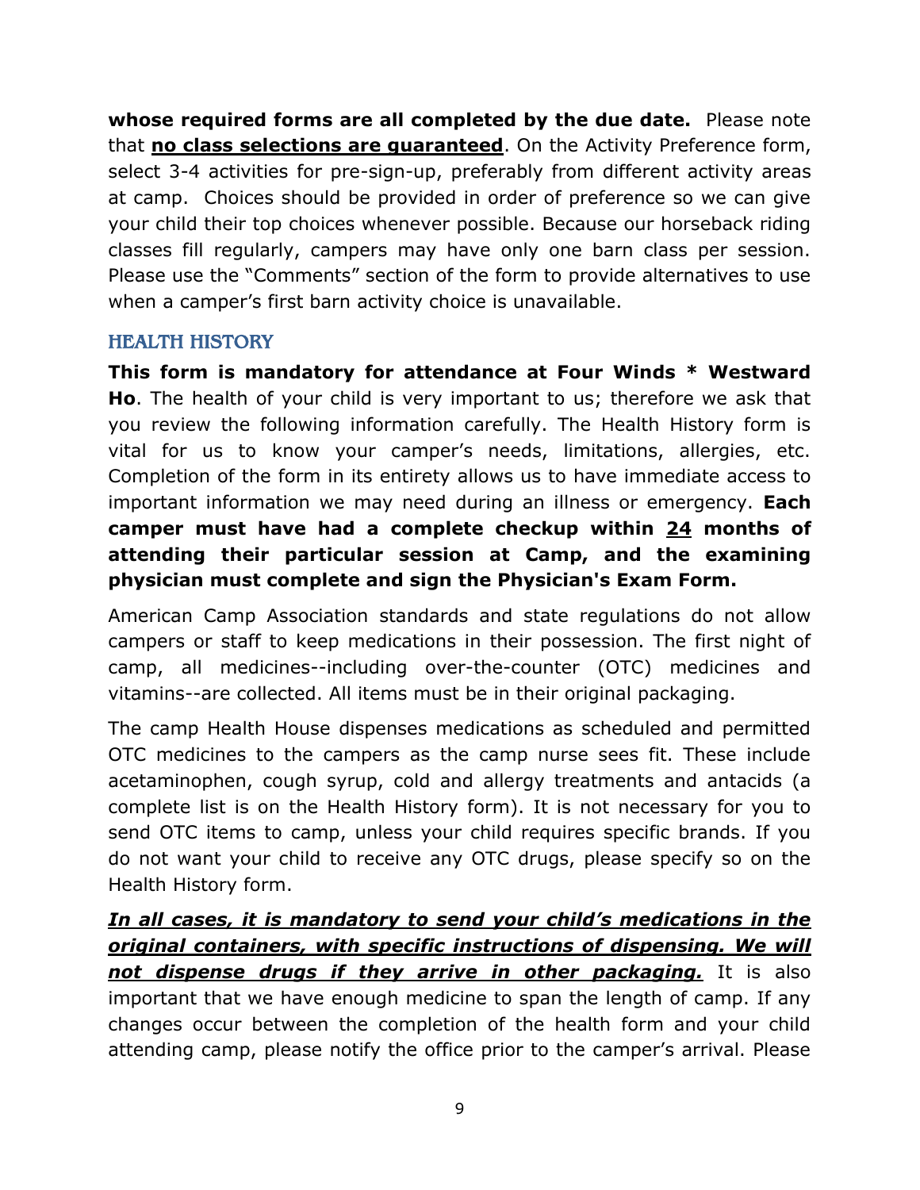**whose required forms are all completed by the due date.** Please note that **<u>no class selections are guaranteed</u>**. On the Activity Preference form, select 3-4 activities for pre-sign-up, preferably from different activity areas at camp. Choices should be provided in order of preference so we can give your child their top choices whenever possible. Because our horseback riding classes fill regularly, campers may have only one barn class per session. Please use the "Comments" section of the form to provide alternatives to use when a camper's first barn activity choice is unavailable.

## HEALTH HISTORY

**This form is mandatory for attendance at Four Winds * Westward Ho**. The health of your child is very important to us; therefore we ask that you review the following information carefully. The Health History form is vital for us to know your camper's needs, limitations, allergies, etc. Completion of the form in its entirety allows us to have immediate access to important information we may need during an illness or emergency. **Each camper must have had a complete checkup within <u>24</u> months of attending their particular session at Camp, and the examining physician must complete and sign the Physician's Exam Form.**

American Camp Association standards and state regulations do not allow campers or staff to keep medications in their possession. The first night of camp, all medicines--including over-the-counter (OTC) medicines and vitamins--are collected. All items must be in their original packaging.

The camp Health House dispenses medications as scheduled and permitted OTC medicines to the campers as the camp nurse sees fit. These include acetaminophen, cough syrup, cold and allergy treatments and antacids (a complete list is on the Health History form). It is not necessary for you to send OTC items to camp, unless your child requires specific brands. If you do not want your child to receive any OTC drugs, please specify so on the Health History form.

***<u>In all cases, it is mandatory to send your child's medications in the original containers, with specific instructions of dispensing. We will not dispense drugs if they arrive in other packaging.</u>*** It is also important that we have enough medicine to span the length of camp. If any changes occur between the completion of the health form and your child attending camp, please notify the office prior to the camper's arrival. Please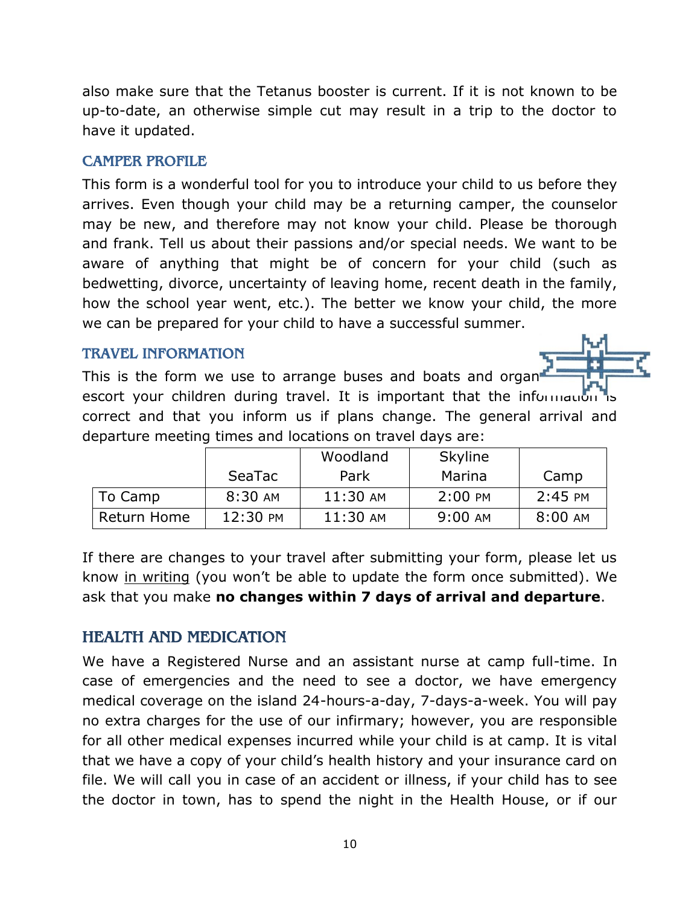also make sure that the Tetanus booster is current. If it is not known to be up-to-date, an otherwise simple cut may result in a trip to the doctor to have it updated.

### CAMPER PROFILE

This form is a wonderful tool for you to introduce your child to us before they arrives. Even though your child may be a returning camper, the counselor may be new, and therefore may not know your child. Please be thorough and frank. Tell us about their passions and/or special needs. We want to be aware of anything that might be of concern for your child (such as bedwetting, divorce, uncertainty of leaving home, recent death in the family, how the school year went, etc.). The better we know your child, the more we can be prepared for your child to have a successful summer.

### TRAVEL INFORMATION

This is the form we use to arrange buses and boats and organ escort your children during travel. It is important that the information is correct and that you inform us if plans change. The general arrival and departure meeting times and locations on travel days are:

| | SeaTac | Woodland Park | Skyline Marina | Camp |
|---|---|---|---|---|
| To Camp | 8:30 AM | 11:30 AM | 2:00 PM | 2:45 PM |
| Return Home | 12:30 PM | 11:30 AM | 9:00 AM | 8:00 AM |

If there are changes to your travel after submitting your form, please let us know in writing (you won't be able to update the form once submitted). We ask that you make **no changes within 7 days of arrival and departure**.

## HEALTH AND MEDICATION

We have a Registered Nurse and an assistant nurse at camp full-time. In case of emergencies and the need to see a doctor, we have emergency medical coverage on the island 24-hours-a-day, 7-days-a-week. You will pay no extra charges for the use of our infirmary; however, you are responsible for all other medical expenses incurred while your child is at camp. It is vital that we have a copy of your child's health history and your insurance card on file. We will call you in case of an accident or illness, if your child has to see the doctor in town, has to spend the night in the Health House, or if our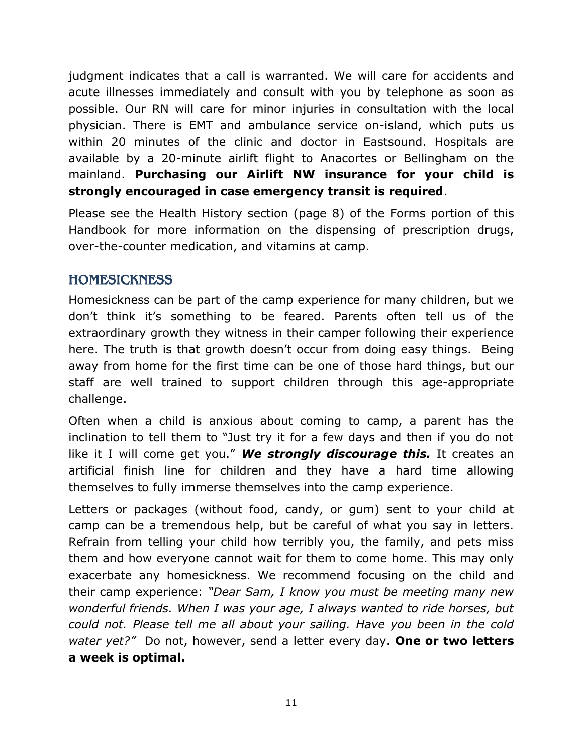judgment indicates that a call is warranted. We will care for accidents and acute illnesses immediately and consult with you by telephone as soon as possible. Our RN will care for minor injuries in consultation with the local physician. There is EMT and ambulance service on-island, which puts us within 20 minutes of the clinic and doctor in Eastsound. Hospitals are available by a 20-minute airlift flight to Anacortes or Bellingham on the mainland. **Purchasing our Airlift NW insurance for your child is strongly encouraged in case emergency transit is required**.

Please see the Health History section (page 8) of the Forms portion of this Handbook for more information on the dispensing of prescription drugs, over-the-counter medication, and vitamins at camp.

## HOMESICKNESS

Homesickness can be part of the camp experience for many children, but we don't think it's something to be feared. Parents often tell us of the extraordinary growth they witness in their camper following their experience here. The truth is that growth doesn't occur from doing easy things. Being away from home for the first time can be one of those hard things, but our staff are well trained to support children through this age-appropriate challenge.

Often when a child is anxious about coming to camp, a parent has the inclination to tell them to "Just try it for a few days and then if you do not like it I will come get you." ***We strongly discourage this.*** It creates an artificial finish line for children and they have a hard time allowing themselves to fully immerse themselves into the camp experience.

Letters or packages (without food, candy, or gum) sent to your child at camp can be a tremendous help, but be careful of what you say in letters. Refrain from telling your child how terribly you, the family, and pets miss them and how everyone cannot wait for them to come home. This may only exacerbate any homesickness. We recommend focusing on the child and their camp experience: *"Dear Sam, I know you must be meeting many new wonderful friends. When I was your age, I always wanted to ride horses, but could not. Please tell me all about your sailing. Have you been in the cold water yet?"* Do not, however, send a letter every day. **One or two letters a week is optimal.**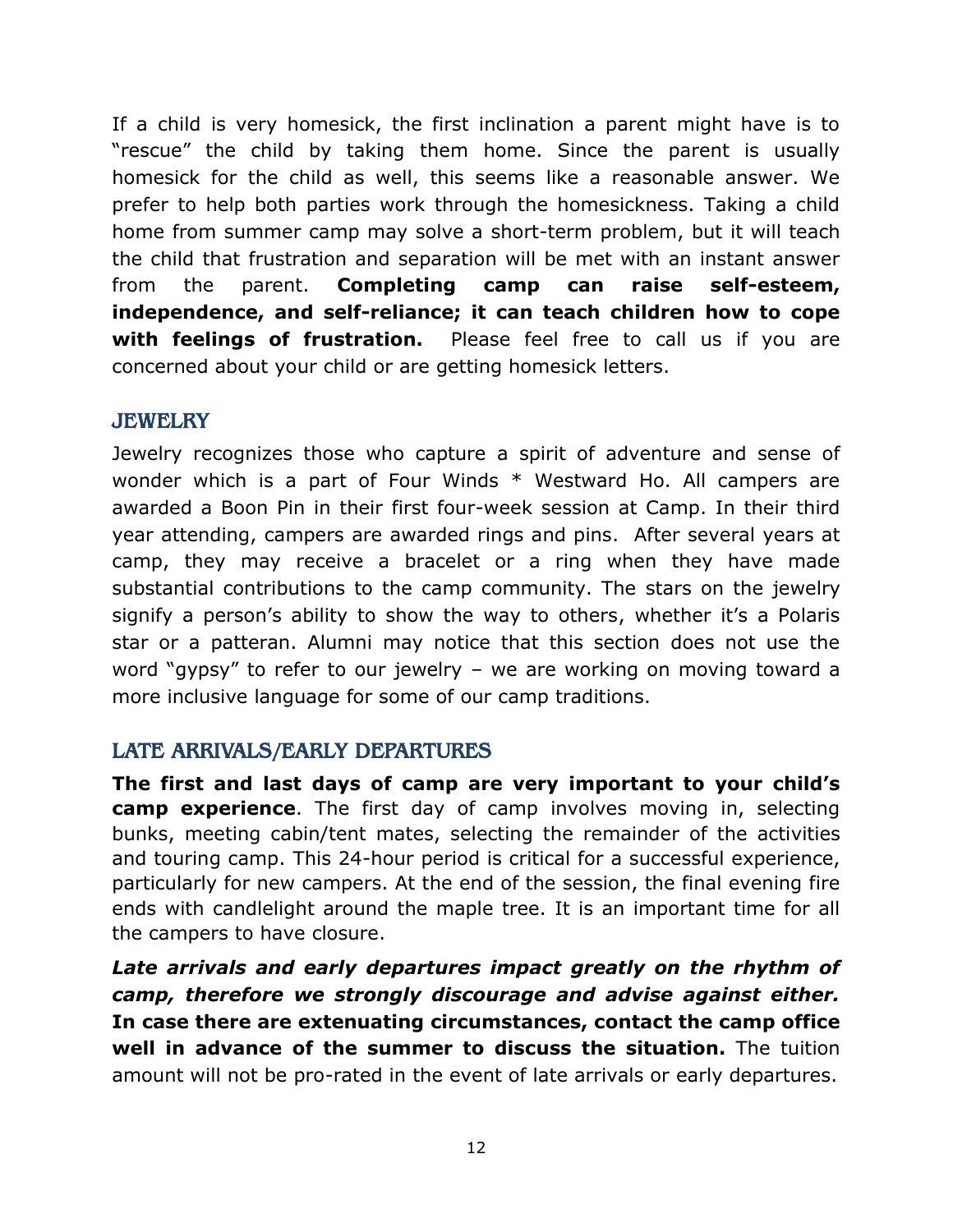If a child is very homesick, the first inclination a parent might have is to "rescue" the child by taking them home. Since the parent is usually homesick for the child as well, this seems like a reasonable answer. We prefer to help both parties work through the homesickness. Taking a child home from summer camp may solve a short-term problem, but it will teach the child that frustration and separation will be met with an instant answer from the parent. **Completing camp can raise self-esteem, independence, and self-reliance; it can teach children how to cope with feelings of frustration.** Please feel free to call us if you are concerned about your child or are getting homesick letters.

## JEWELRY

Jewelry recognizes those who capture a spirit of adventure and sense of wonder which is a part of Four Winds * Westward Ho. All campers are awarded a Boon Pin in their first four-week session at Camp. In their third year attending, campers are awarded rings and pins. After several years at camp, they may receive a bracelet or a ring when they have made substantial contributions to the camp community. The stars on the jewelry signify a person's ability to show the way to others, whether it's a Polaris star or a patteran. Alumni may notice that this section does not use the word "gypsy" to refer to our jewelry – we are working on moving toward a more inclusive language for some of our camp traditions.

## LATE ARRIVALS/EARLY DEPARTURES

**The first and last days of camp are very important to your child's camp experience**. The first day of camp involves moving in, selecting bunks, meeting cabin/tent mates, selecting the remainder of the activities and touring camp. This 24-hour period is critical for a successful experience, particularly for new campers. At the end of the session, the final evening fire ends with candlelight around the maple tree. It is an important time for all the campers to have closure.

***Late arrivals and early departures impact greatly on the rhythm of camp, therefore we strongly discourage and advise against either.*** **In case there are extenuating circumstances, contact the camp office well in advance of the summer to discuss the situation.** The tuition amount will not be pro-rated in the event of late arrivals or early departures.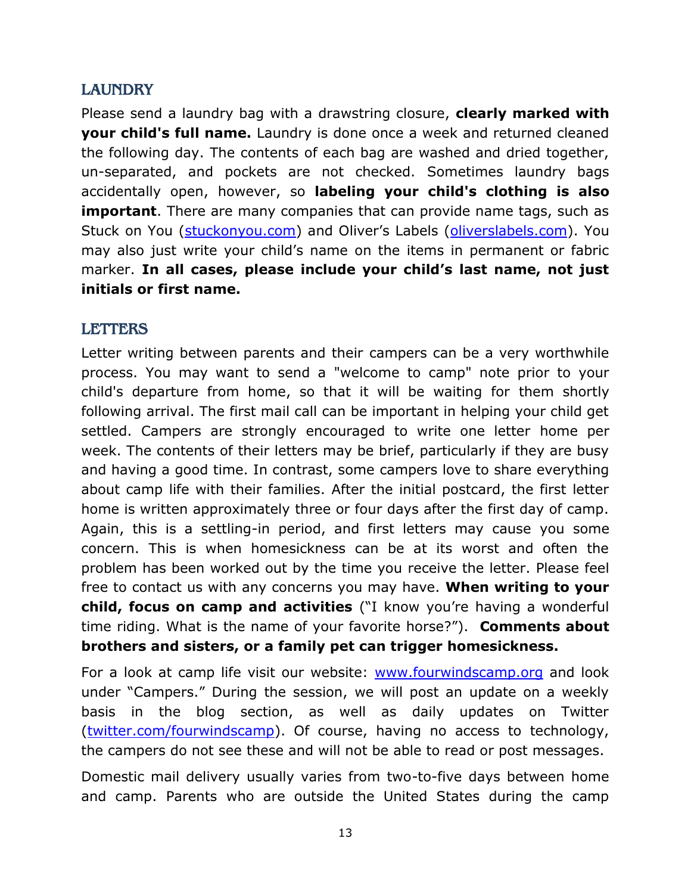## LAUNDRY

Please send a laundry bag with a drawstring closure, **clearly marked with your child's full name.** Laundry is done once a week and returned cleaned the following day. The contents of each bag are washed and dried together, un-separated, and pockets are not checked. Sometimes laundry bags accidentally open, however, so **labeling your child's clothing is also important**. There are many companies that can provide name tags, such as Stuck on You ([stuckonyou.com](stuckonyou.com)) and Oliver's Labels ([oliverslabels.com](oliverslabels.com)). You may also just write your child's name on the items in permanent or fabric marker. **In all cases, please include your child's last name, not just initials or first name.**

## LETTERS

Letter writing between parents and their campers can be a very worthwhile process. You may want to send a "welcome to camp" note prior to your child's departure from home, so that it will be waiting for them shortly following arrival. The first mail call can be important in helping your child get settled. Campers are strongly encouraged to write one letter home per week. The contents of their letters may be brief, particularly if they are busy and having a good time. In contrast, some campers love to share everything about camp life with their families. After the initial postcard, the first letter home is written approximately three or four days after the first day of camp. Again, this is a settling-in period, and first letters may cause you some concern. This is when homesickness can be at its worst and often the problem has been worked out by the time you receive the letter. Please feel free to contact us with any concerns you may have. **When writing to your child, focus on camp and activities** ("I know you're having a wonderful time riding. What is the name of your favorite horse?"). **Comments about brothers and sisters, or a family pet can trigger homesickness.**

For a look at camp life visit our website: [www.fourwindscamp.org](www.fourwindscamp.org) and look under "Campers." During the session, we will post an update on a weekly basis in the blog section, as well as daily updates on Twitter ([twitter.com/fourwindscamp](twitter.com/fourwindscamp)). Of course, having no access to technology, the campers do not see these and will not be able to read or post messages.

Domestic mail delivery usually varies from two-to-five days between home and camp. Parents who are outside the United States during the camp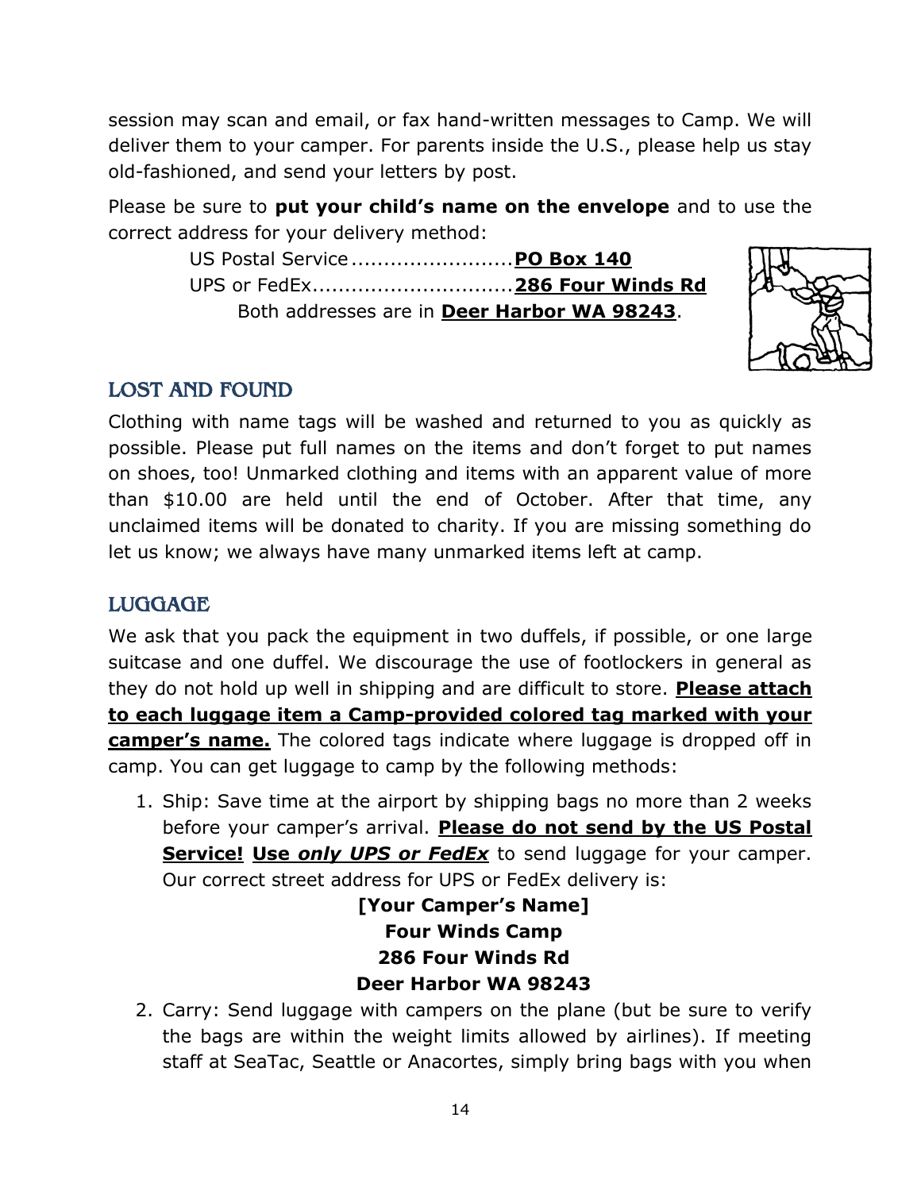session may scan and email, or fax hand-written messages to Camp. We will deliver them to your camper. For parents inside the U.S., please help us stay old-fashioned, and send your letters by post.

Please be sure to **put your child's name on the envelope** and to use the correct address for your delivery method:

US Postal Service .........................**PO Box 140**
UPS or FedEx...............................**286 Four Winds Rd**
Both addresses are in **Deer Harbor WA 98243**.

## LOST AND FOUND

Clothing with name tags will be washed and returned to you as quickly as possible. Please put full names on the items and don't forget to put names on shoes, too! Unmarked clothing and items with an apparent value of more than $10.00 are held until the end of October. After that time, any unclaimed items will be donated to charity. If you are missing something do let us know; we always have many unmarked items left at camp.

## LUGGAGE

We ask that you pack the equipment in two duffels, if possible, or one large suitcase and one duffel. We discourage the use of footlockers in general as they do not hold up well in shipping and are difficult to store. **Please attach to each luggage item a Camp-provided colored tag marked with your camper's name.** The colored tags indicate where luggage is dropped off in camp. You can get luggage to camp by the following methods:

1. Ship: Save time at the airport by shipping bags no more than 2 weeks before your camper's arrival. **Please do not send by the US Postal Service!** **Use *only UPS or FedEx*** to send luggage for your camper. Our correct street address for UPS or FedEx delivery is:

   **[Your Camper's Name]**
   **Four Winds Camp**
   **286 Four Winds Rd**
   **Deer Harbor WA 98243**

2. Carry: Send luggage with campers on the plane (but be sure to verify the bags are within the weight limits allowed by airlines). If meeting staff at SeaTac, Seattle or Anacortes, simply bring bags with you when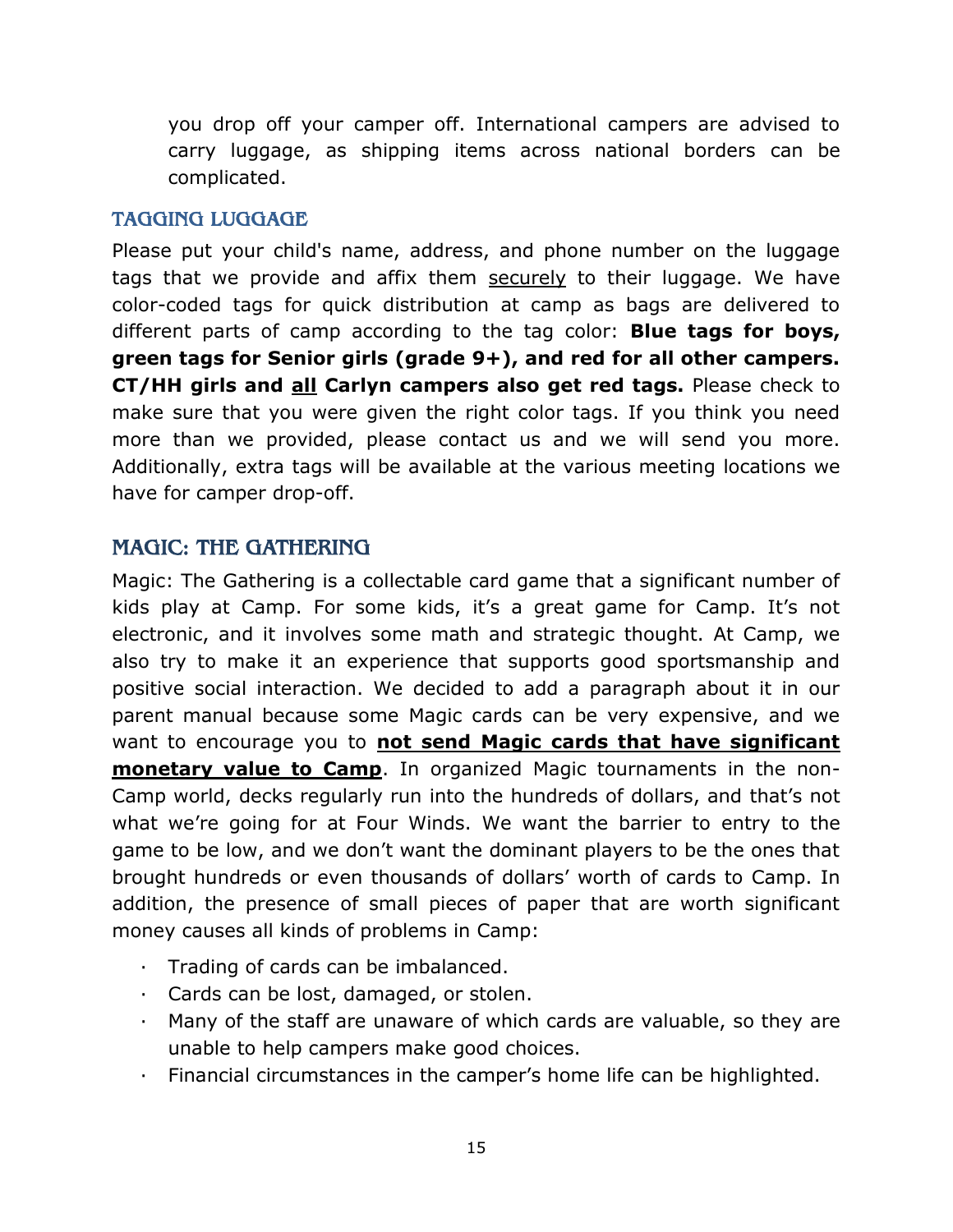you drop off your camper off. International campers are advised to carry luggage, as shipping items across national borders can be complicated.

## TAGGING LUGGAGE

Please put your child's name, address, and phone number on the luggage tags that we provide and affix them <u>securely</u> to their luggage. We have color-coded tags for quick distribution at camp as bags are delivered to different parts of camp according to the tag color: **Blue tags for boys, green tags for Senior girls (grade 9+), and red for all other campers. CT/HH girls and <u>all</u> Carlyn campers also get red tags.** Please check to make sure that you were given the right color tags. If you think you need more than we provided, please contact us and we will send you more. Additionally, extra tags will be available at the various meeting locations we have for camper drop-off.

## MAGIC: THE GATHERING

Magic: The Gathering is a collectable card game that a significant number of kids play at Camp. For some kids, it's a great game for Camp. It's not electronic, and it involves some math and strategic thought. At Camp, we also try to make it an experience that supports good sportsmanship and positive social interaction. We decided to add a paragraph about it in our parent manual because some Magic cards can be very expensive, and we want to encourage you to **<u>not send Magic cards that have significant monetary value to Camp</u>**. In organized Magic tournaments in the non-Camp world, decks regularly run into the hundreds of dollars, and that's not what we're going for at Four Winds. We want the barrier to entry to the game to be low, and we don't want the dominant players to be the ones that brought hundreds or even thousands of dollars' worth of cards to Camp. In addition, the presence of small pieces of paper that are worth significant money causes all kinds of problems in Camp:

- Trading of cards can be imbalanced.
- Cards can be lost, damaged, or stolen.
- Many of the staff are unaware of which cards are valuable, so they are unable to help campers make good choices.
- Financial circumstances in the camper's home life can be highlighted.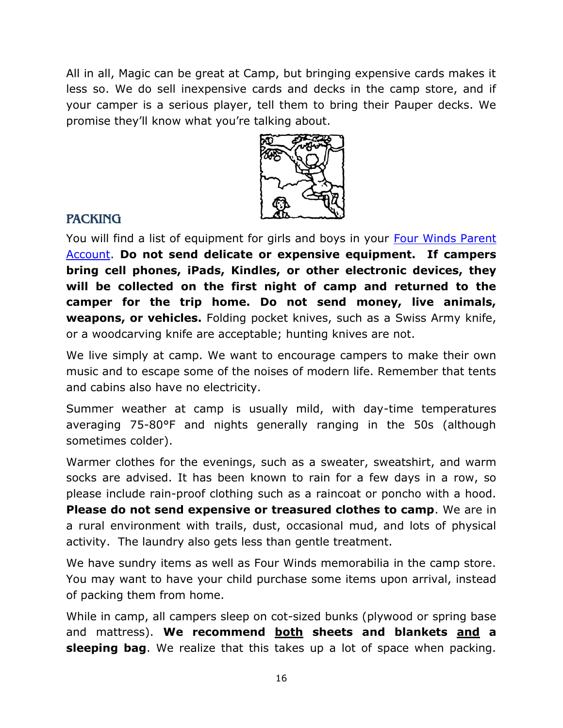All in all, Magic can be great at Camp, but bringing expensive cards makes it less so. We do sell inexpensive cards and decks in the camp store, and if your camper is a serious player, tell them to bring their Pauper decks. We promise they'll know what you're talking about.

## PACKING

You will find a list of equipment for girls and boys in your Four Winds Parent Account. **Do not send delicate or expensive equipment. If campers bring cell phones, iPads, Kindles, or other electronic devices, they will be collected on the first night of camp and returned to the camper for the trip home. Do not send money, live animals, weapons, or vehicles.** Folding pocket knives, such as a Swiss Army knife, or a woodcarving knife are acceptable; hunting knives are not.

We live simply at camp. We want to encourage campers to make their own music and to escape some of the noises of modern life. Remember that tents and cabins also have no electricity.

Summer weather at camp is usually mild, with day-time temperatures averaging 75-80°F and nights generally ranging in the 50s (although sometimes colder).

Warmer clothes for the evenings, such as a sweater, sweatshirt, and warm socks are advised. It has been known to rain for a few days in a row, so please include rain-proof clothing such as a raincoat or poncho with a hood. **Please do not send expensive or treasured clothes to camp**. We are in a rural environment with trails, dust, occasional mud, and lots of physical activity. The laundry also gets less than gentle treatment.

We have sundry items as well as Four Winds memorabilia in the camp store. You may want to have your child purchase some items upon arrival, instead of packing them from home.

While in camp, all campers sleep on cot-sized bunks (plywood or spring base and mattress). **We recommend <u>both</u> sheets and blankets <u>and</u> a sleeping bag**. We realize that this takes up a lot of space when packing.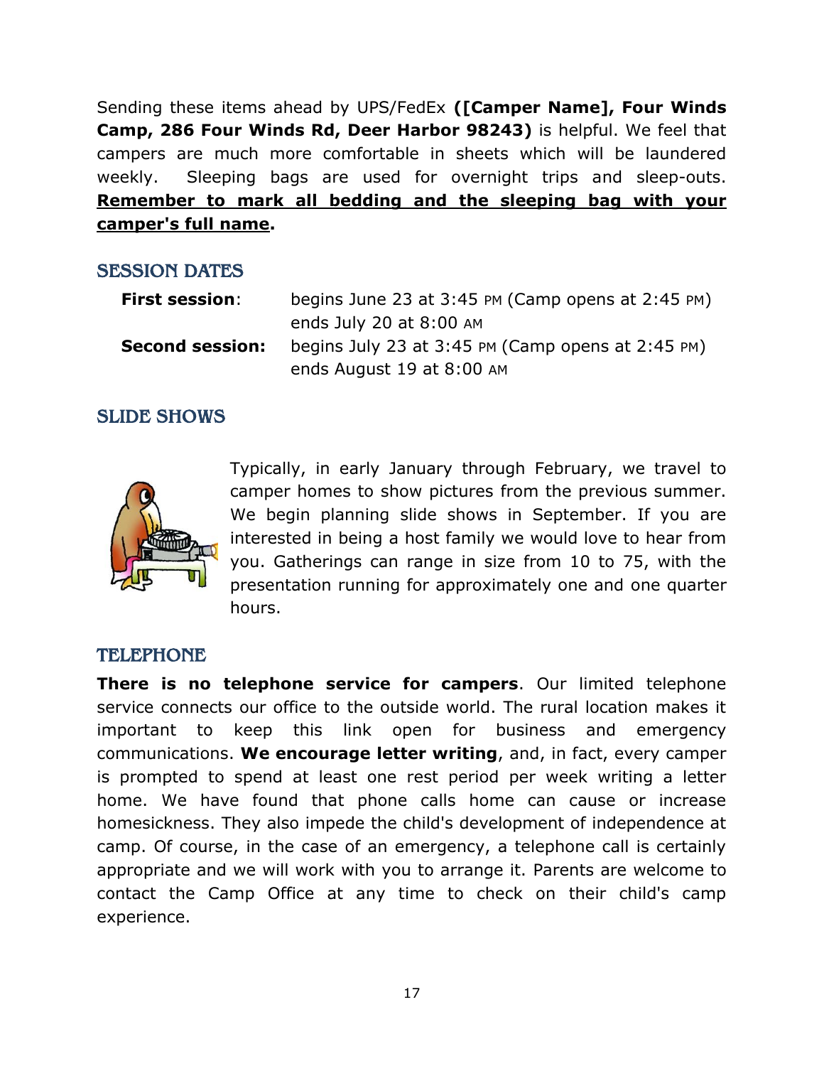Sending these items ahead by UPS/FedEx **([Camper Name], Four Winds Camp, 286 Four Winds Rd, Deer Harbor 98243)** is helpful. We feel that campers are much more comfortable in sheets which will be laundered weekly. Sleeping bags are used for overnight trips and sleep-outs. **Remember to mark all bedding and the sleeping bag with your camper's full name.**

## SESSION DATES

| | |
|---|---|
| **First session**: | begins June 23 at 3:45 PM (Camp opens at 2:45 PM) ends July 20 at 8:00 AM |
| **Second session:** | begins July 23 at 3:45 PM (Camp opens at 2:45 PM) ends August 19 at 8:00 AM |

## SLIDE SHOWS

Typically, in early January through February, we travel to camper homes to show pictures from the previous summer. We begin planning slide shows in September. If you are interested in being a host family we would love to hear from you. Gatherings can range in size from 10 to 75, with the presentation running for approximately one and one quarter hours.

## TELEPHONE

**There is no telephone service for campers**. Our limited telephone service connects our office to the outside world. The rural location makes it important to keep this link open for business and emergency communications. **We encourage letter writing**, and, in fact, every camper is prompted to spend at least one rest period per week writing a letter home. We have found that phone calls home can cause or increase homesickness. They also impede the child's development of independence at camp. Of course, in the case of an emergency, a telephone call is certainly appropriate and we will work with you to arrange it. Parents are welcome to contact the Camp Office at any time to check on their child's camp experience.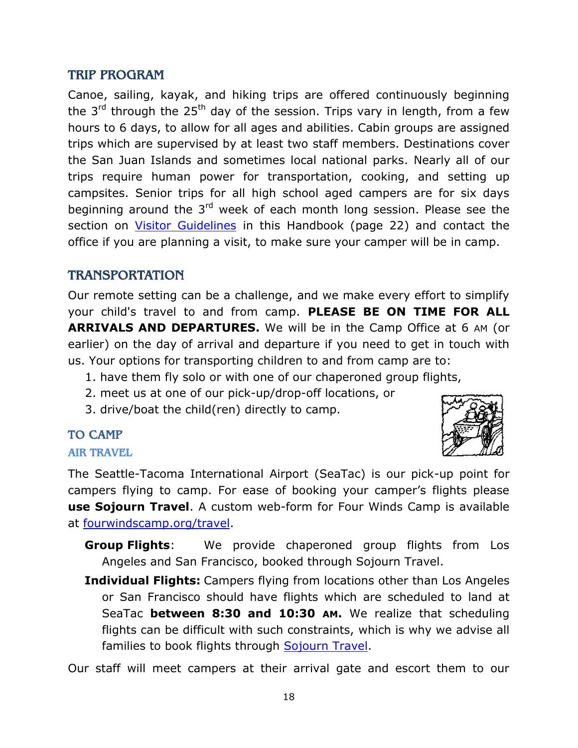## TRIP PROGRAM

Canoe, sailing, kayak, and hiking trips are offered continuously beginning the 3rd through the 25th day of the session. Trips vary in length, from a few hours to 6 days, to allow for all ages and abilities. Cabin groups are assigned trips which are supervised by at least two staff members. Destinations cover the San Juan Islands and sometimes local national parks. Nearly all of our trips require human power for transportation, cooking, and setting up campsites. Senior trips for all high school aged campers are for six days beginning around the 3rd week of each month long session. Please see the section on Visitor Guidelines in this Handbook (page 22) and contact the office if you are planning a visit, to make sure your camper will be in camp.

## TRANSPORTATION

Our remote setting can be a challenge, and we make every effort to simplify your child's travel to and from camp. **PLEASE BE ON TIME FOR ALL ARRIVALS AND DEPARTURES.** We will be in the Camp Office at 6 AM (or earlier) on the day of arrival and departure if you need to get in touch with us. Your options for transporting children to and from camp are to:

1. have them fly solo or with one of our chaperoned group flights,
2. meet us at one of our pick-up/drop-off locations, or
3. drive/boat the child(ren) directly to camp.

## TO CAMP

### AIR TRAVEL

The Seattle-Tacoma International Airport (SeaTac) is our pick-up point for campers flying to camp. For ease of booking your camper's flights please **use Sojourn Travel**. A custom web-form for Four Winds Camp is available at fourwindscamp.org/travel.

**Group Flights**: We provide chaperoned group flights from Los Angeles and San Francisco, booked through Sojourn Travel.

**Individual Flights:** Campers flying from locations other than Los Angeles or San Francisco should have flights which are scheduled to land at SeaTac **between 8:30 and 10:30 AM.** We realize that scheduling flights can be difficult with such constraints, which is why we advise all families to book flights through Sojourn Travel.

Our staff will meet campers at their arrival gate and escort them to our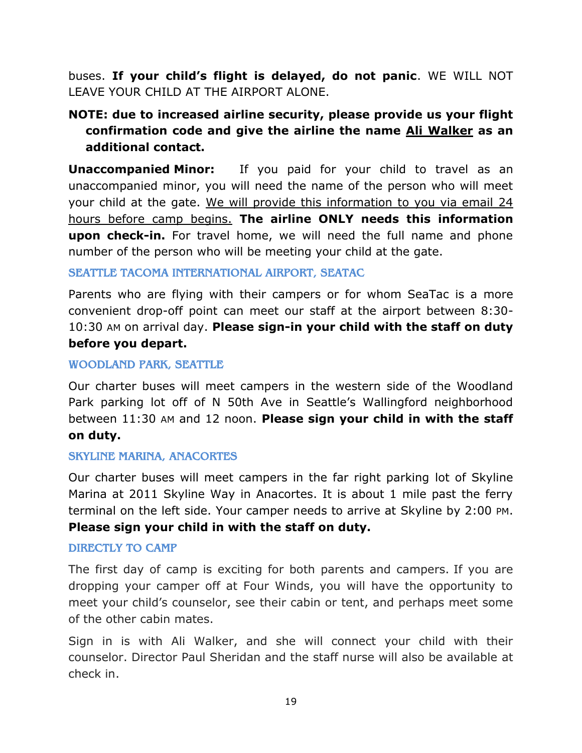buses. **If your child's flight is delayed, do not panic**. WE WILL NOT LEAVE YOUR CHILD AT THE AIRPORT ALONE.

**NOTE: due to increased airline security, please provide us your flight confirmation code and give the airline the name <u>Ali Walker</u> as an additional contact.**

**Unaccompanied Minor:** If you paid for your child to travel as an unaccompanied minor, you will need the name of the person who will meet your child at the gate. <u>We will provide this information to you via email 24 hours before camp begins.</u> **The airline ONLY needs this information upon check-in.** For travel home, we will need the full name and phone number of the person who will be meeting your child at the gate.

### SEATTLE TACOMA INTERNATIONAL AIRPORT, SEATAC

Parents who are flying with their campers or for whom SeaTac is a more convenient drop-off point can meet our staff at the airport between 8:30-10:30 AM on arrival day. **Please sign-in your child with the staff on duty before you depart.**

### WOODLAND PARK, SEATTLE

Our charter buses will meet campers in the western side of the Woodland Park parking lot off of N 50th Ave in Seattle's Wallingford neighborhood between 11:30 AM and 12 noon. **Please sign your child in with the staff on duty.**

### SKYLINE MARINA, ANACORTES

Our charter buses will meet campers in the far right parking lot of Skyline Marina at 2011 Skyline Way in Anacortes. It is about 1 mile past the ferry terminal on the left side. Your camper needs to arrive at Skyline by 2:00 PM. **Please sign your child in with the staff on duty.**

### DIRECTLY TO CAMP

The first day of camp is exciting for both parents and campers. If you are dropping your camper off at Four Winds, you will have the opportunity to meet your child's counselor, see their cabin or tent, and perhaps meet some of the other cabin mates.

Sign in is with Ali Walker, and she will connect your child with their counselor. Director Paul Sheridan and the staff nurse will also be available at check in.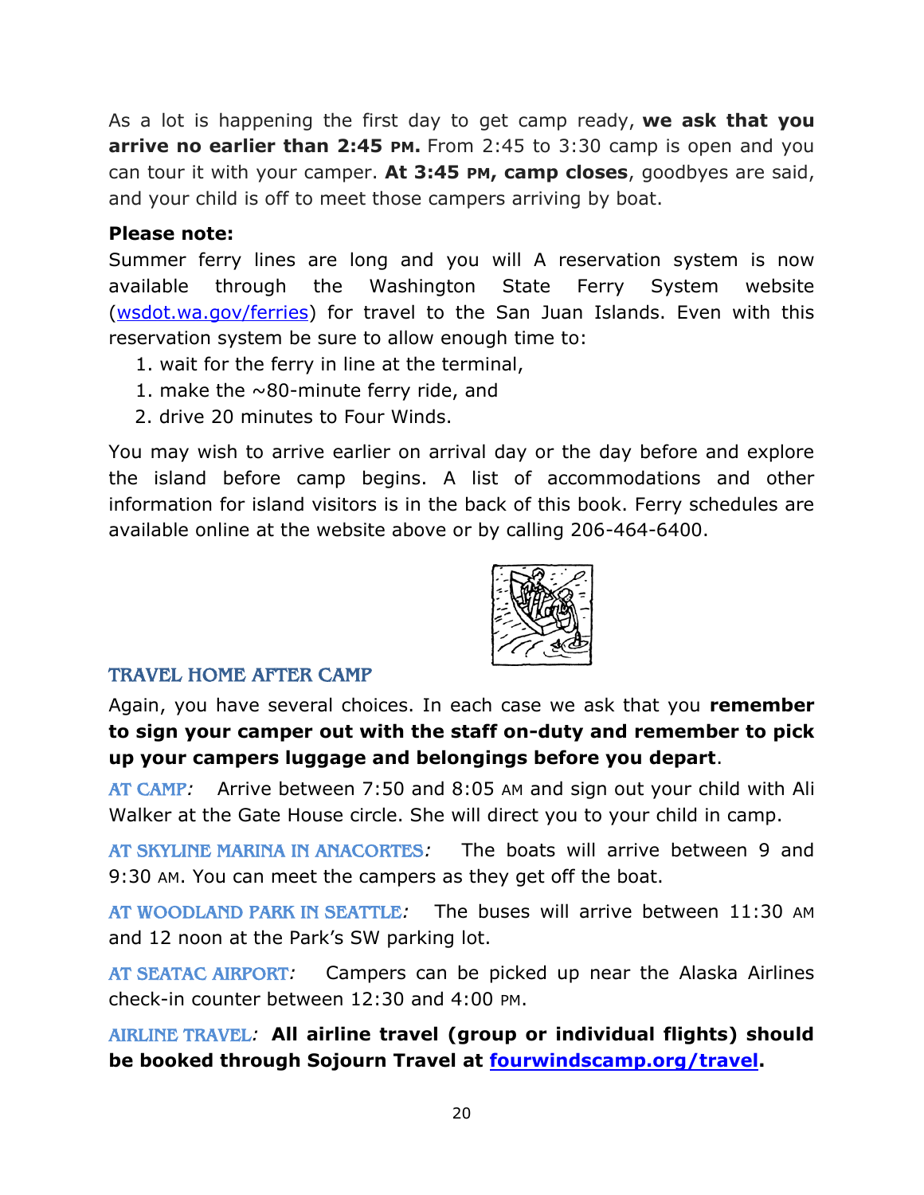As a lot is happening the first day to get camp ready, **we ask that you arrive no earlier than 2:45 PM.** From 2:45 to 3:30 camp is open and you can tour it with your camper. **At 3:45 PM, camp closes**, goodbyes are said, and your child is off to meet those campers arriving by boat.

**Please note:**

Summer ferry lines are long and you will A reservation system is now available through the Washington State Ferry System website (wsdot.wa.gov/ferries) for travel to the San Juan Islands. Even with this reservation system be sure to allow enough time to:

1. wait for the ferry in line at the terminal,
1. make the ~80-minute ferry ride, and
2. drive 20 minutes to Four Winds.

You may wish to arrive earlier on arrival day or the day before and explore the island before camp begins. A list of accommodations and other information for island visitors is in the back of this book. Ferry schedules are available online at the website above or by calling 206-464-6400.

## TRAVEL HOME AFTER CAMP

Again, you have several choices. In each case we ask that you **remember to sign your camper out with the staff on-duty and remember to pick up your campers luggage and belongings before you depart**.

AT CAMP*:* Arrive between 7:50 and 8:05 AM and sign out your child with Ali Walker at the Gate House circle. She will direct you to your child in camp.

AT SKYLINE MARINA IN ANACORTES*:* The boats will arrive between 9 and 9:30 AM. You can meet the campers as they get off the boat.

AT WOODLAND PARK IN SEATTLE*:* The buses will arrive between 11:30 AM and 12 noon at the Park's SW parking lot.

AT SEATAC AIRPORT*:* Campers can be picked up near the Alaska Airlines check-in counter between 12:30 and 4:00 PM.

AIRLINE TRAVEL*:* **All airline travel (group or individual flights) should be booked through Sojourn Travel at fourwindscamp.org/travel.**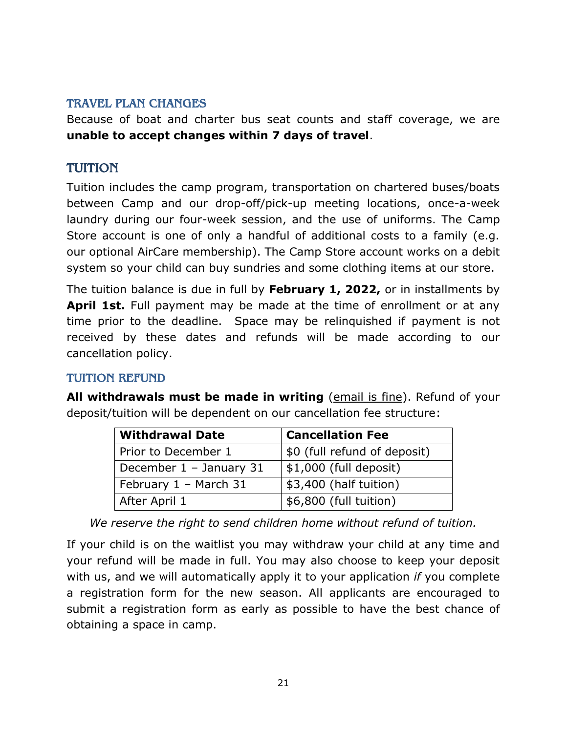### TRAVEL PLAN CHANGES

Because of boat and charter bus seat counts and staff coverage, we are **unable to accept changes within 7 days of travel**.

## TUITION

Tuition includes the camp program, transportation on chartered buses/boats between Camp and our drop-off/pick-up meeting locations, once-a-week laundry during our four-week session, and the use of uniforms. The Camp Store account is one of only a handful of additional costs to a family (e.g. our optional AirCare membership). The Camp Store account works on a debit system so your child can buy sundries and some clothing items at our store.

The tuition balance is due in full by **February 1, 2022,** or in installments by **April 1st.** Full payment may be made at the time of enrollment or at any time prior to the deadline. Space may be relinquished if payment is not received by these dates and refunds will be made according to our cancellation policy.

### TUITION REFUND

**All withdrawals must be made in writing** (email is fine). Refund of your deposit/tuition will be dependent on our cancellation fee structure:

| Withdrawal Date | Cancellation Fee |
|---|---|
| Prior to December 1 | $0 (full refund of deposit) |
| December 1 – January 31 | $1,000 (full deposit) |
| February 1 – March 31 | $3,400 (half tuition) |
| After April 1 | $6,800 (full tuition) |

*We reserve the right to send children home without refund of tuition.*

If your child is on the waitlist you may withdraw your child at any time and your refund will be made in full. You may also choose to keep your deposit with us, and we will automatically apply it to your application *if* you complete a registration form for the new season. All applicants are encouraged to submit a registration form as early as possible to have the best chance of obtaining a space in camp.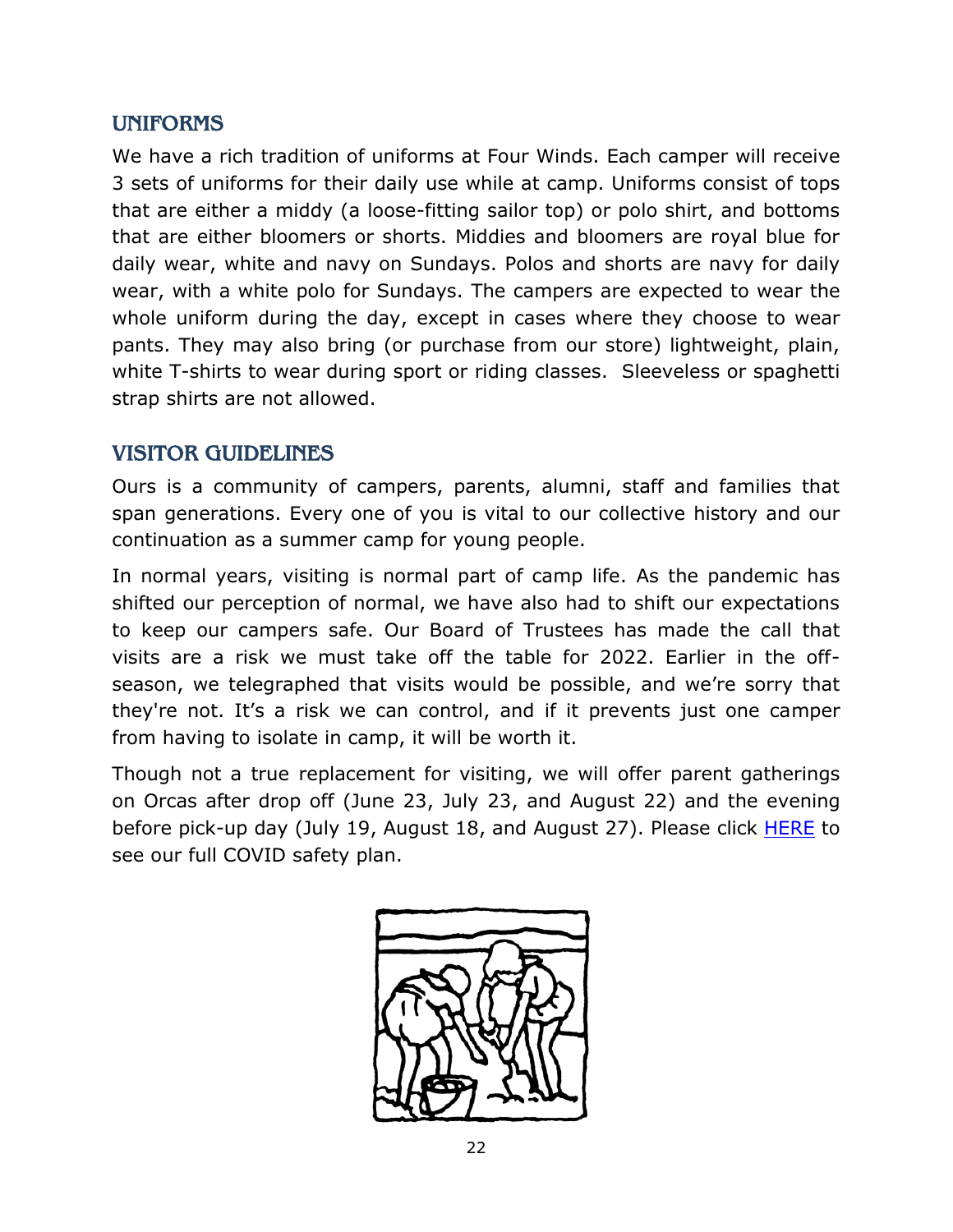## UNIFORMS

We have a rich tradition of uniforms at Four Winds. Each camper will receive 3 sets of uniforms for their daily use while at camp. Uniforms consist of tops that are either a middy (a loose-fitting sailor top) or polo shirt, and bottoms that are either bloomers or shorts. Middies and bloomers are royal blue for daily wear, white and navy on Sundays. Polos and shorts are navy for daily wear, with a white polo for Sundays. The campers are expected to wear the whole uniform during the day, except in cases where they choose to wear pants. They may also bring (or purchase from our store) lightweight, plain, white T-shirts to wear during sport or riding classes. Sleeveless or spaghetti strap shirts are not allowed.

## VISITOR GUIDELINES

Ours is a community of campers, parents, alumni, staff and families that span generations. Every one of you is vital to our collective history and our continuation as a summer camp for young people.

In normal years, visiting is normal part of camp life. As the pandemic has shifted our perception of normal, we have also had to shift our expectations to keep our campers safe. Our Board of Trustees has made the call that visits are a risk we must take off the table for 2022. Earlier in the off-season, we telegraphed that visits would be possible, and we're sorry that they're not. It's a risk we can control, and if it prevents just one camper from having to isolate in camp, it will be worth it.

Though not a true replacement for visiting, we will offer parent gatherings on Orcas after drop off (June 23, July 23, and August 22) and the evening before pick-up day (July 19, August 18, and August 27). Please click HERE to see our full COVID safety plan.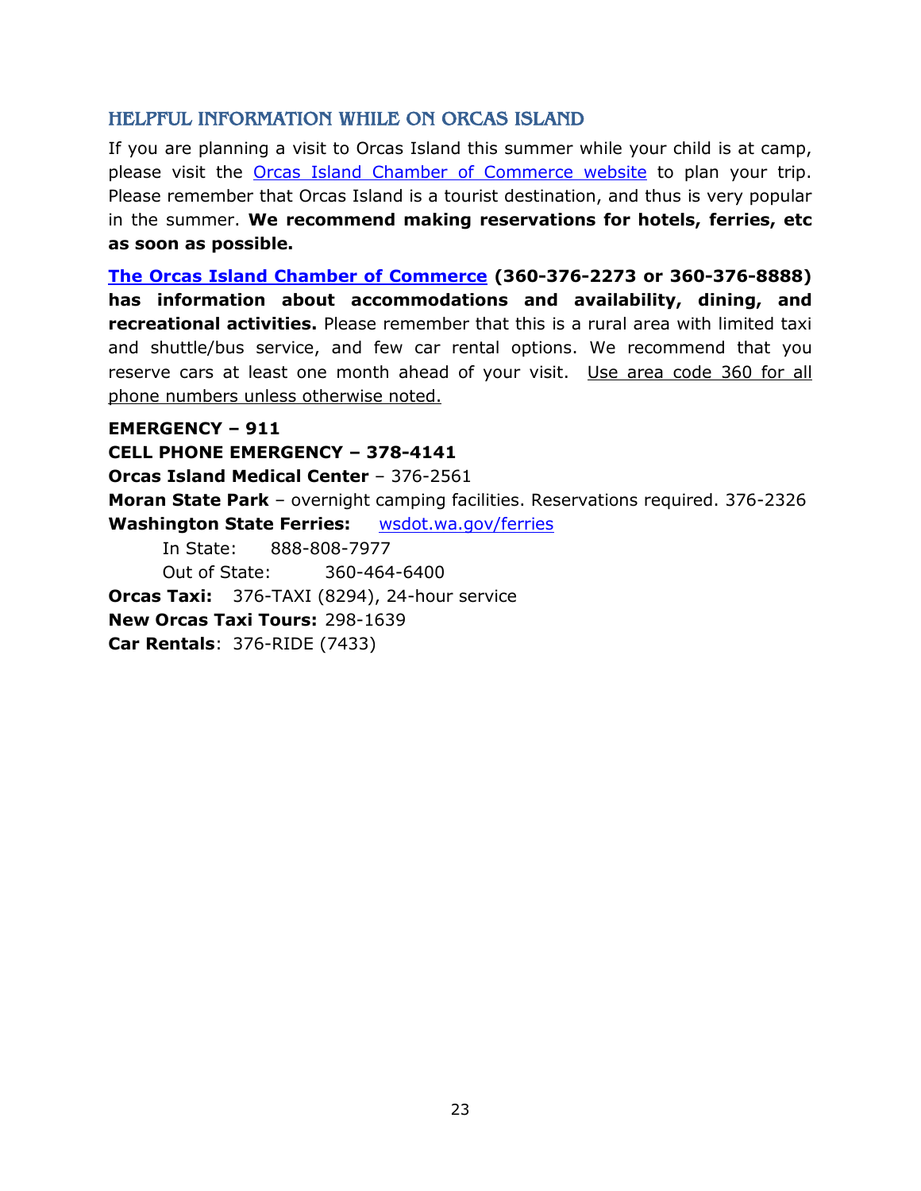## HELPFUL INFORMATION WHILE ON ORCAS ISLAND

If you are planning a visit to Orcas Island this summer while your child is at camp, please visit the Orcas Island Chamber of Commerce website to plan your trip. Please remember that Orcas Island is a tourist destination, and thus is very popular in the summer. **We recommend making reservations for hotels, ferries, etc as soon as possible.**

**The Orcas Island Chamber of Commerce (360-376-2273 or 360-376-8888) has information about accommodations and availability, dining, and recreational activities.** Please remember that this is a rural area with limited taxi and shuttle/bus service, and few car rental options. We recommend that you reserve cars at least one month ahead of your visit. Use area code 360 for all phone numbers unless otherwise noted.

**EMERGENCY – 911**
**CELL PHONE EMERGENCY – 378-4141**
**Orcas Island Medical Center** – 376-2561
**Moran State Park** – overnight camping facilities. Reservations required. 376-2326
**Washington State Ferries:** wsdot.wa.gov/ferries

In State: 888-808-7977
Out of State: 360-464-6400

**Orcas Taxi:** 376-TAXI (8294), 24-hour service
**New Orcas Taxi Tours:** 298-1639
**Car Rentals**: 376-RIDE (7433)